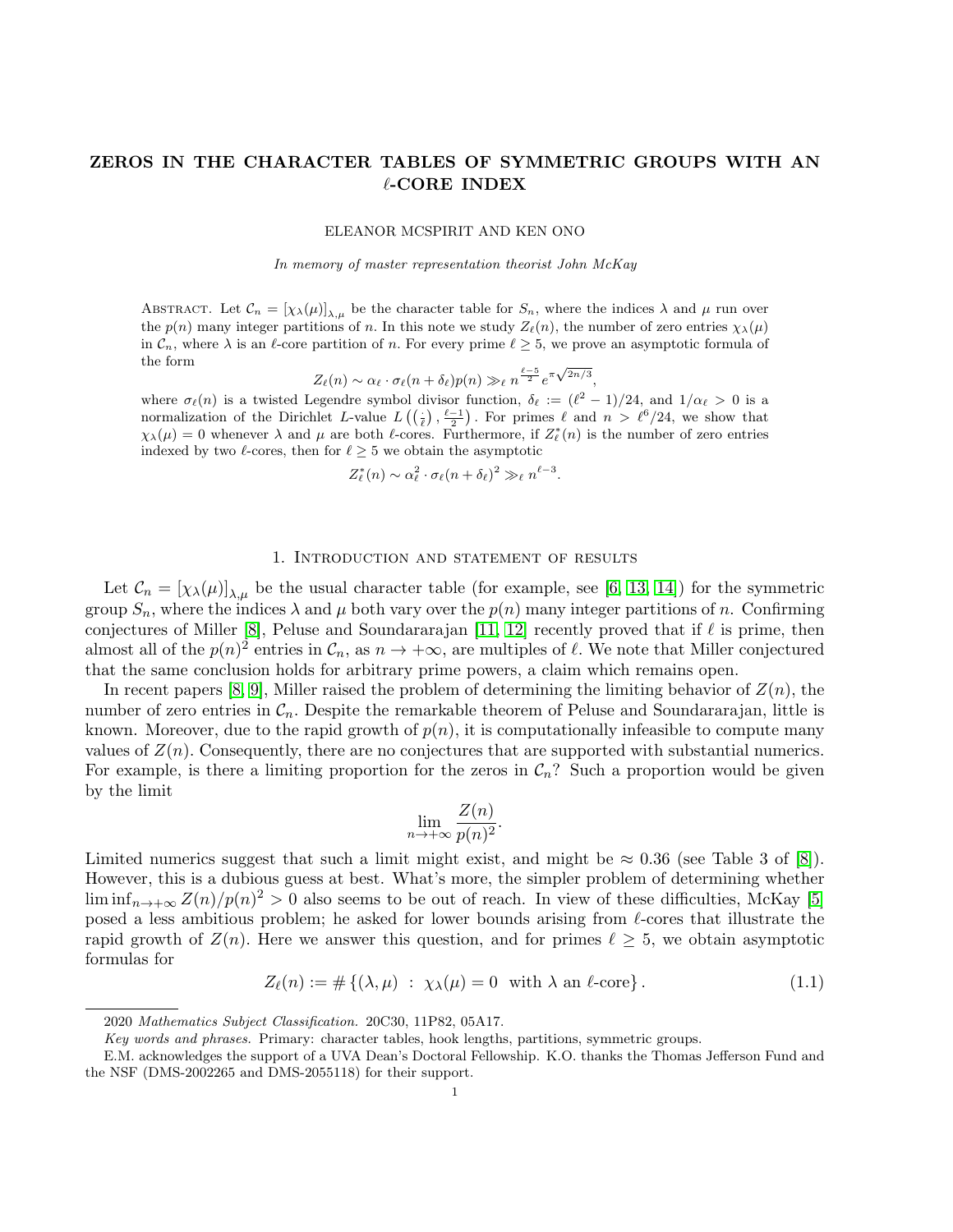# ZEROS IN THE CHARACTER TABLES OF SYMMETRIC GROUPS WITH AN $\ell$-CORE INDEX

ELEANOR MCSPIRIT AND KEN ONO

*In memory of master representation theorist John McKay*

Abstract. Let $\mathcal{C}_n = [\chi_\lambda(\mu)]_{\lambda,\mu}$ be the character table for $S_n$, where the indices $\lambda$ and $\mu$ run over the $p(n)$ many integer partitions of $n$. In this note we study $Z_\ell(n)$, the number of zero entries $\chi_\lambda(\mu)$ in $\mathcal{C}_n$, where $\lambda$ is an $\ell$-core partition of $n$. For every prime $\ell \geq 5$, we prove an asymptotic formula of the form

$$Z_\ell(n) \sim \alpha_\ell \cdot \sigma_\ell(n+\delta_\ell) p(n) \gg_\ell n^{\frac{\ell-5}{2}} e^{\pi\sqrt{2n/3}},$$

where $\sigma_\ell(n)$ is a twisted Legendre symbol divisor function, $\delta_\ell := (\ell^2-1)/24$, and $1/\alpha_\ell > 0$ is a normalization of the Dirichlet $L$-value $L\left(\left(\frac{\cdot}{\ell}\right), \frac{\ell-1}{2}\right)$. For primes $\ell$ and $n > \ell^6/24$, we show that $\chi_\lambda(\mu) = 0$ whenever $\lambda$ and $\mu$ are both $\ell$-cores. Furthermore, if $Z^*_\ell(n)$ is the number of zero entries indexed by two $\ell$-cores, then for $\ell \geq 5$ we obtain the asymptotic

$$Z^*_\ell(n) \sim \alpha_\ell^2 \cdot \sigma_\ell(n+\delta_\ell)^2 \gg_\ell n^{\ell-3}.$$

## 1. Introduction and statement of results

Let $\mathcal{C}_n = [\chi_\lambda(\mu)]_{\lambda,\mu}$ be the usual character table (for example, see [6, 13, 14]) for the symmetric group $S_n$, where the indices $\lambda$ and $\mu$ both vary over the $p(n)$ many integer partitions of $n$. Confirming conjectures of Miller [8], Peluse and Soundararajan [11, 12] recently proved that if $\ell$ is prime, then almost all of the $p(n)^2$ entries in $\mathcal{C}_n$, as $n \to +\infty$, are multiples of $\ell$. We note that Miller conjectured that the same conclusion holds for arbitrary prime powers, a claim which remains open.

In recent papers [8, 9], Miller raised the problem of determining the limiting behavior of $Z(n)$, the number of zero entries in $\mathcal{C}_n$. Despite the remarkable theorem of Peluse and Soundararajan, little is known. Moreover, due to the rapid growth of $p(n)$, it is computationally infeasible to compute many values of $Z(n)$. Consequently, there are no conjectures that are supported with substantial numerics. For example, is there a limiting proportion for the zeros in $\mathcal{C}_n$? Such a proportion would be given by the limit

$$\lim_{n\to+\infty} \frac{Z(n)}{p(n)^2}.$$

Limited numerics suggest that such a limit might exist, and might be $\approx 0.36$ (see Table 3 of [8]). However, this is a dubious guess at best. What's more, the simpler problem of determining whether $\liminf_{n\to+\infty} Z(n)/p(n)^2 > 0$ also seems to be out of reach. In view of these difficulties, McKay [5] posed a less ambitious problem; he asked for lower bounds arising from $\ell$-cores that illustrate the rapid growth of $Z(n)$. Here we answer this question, and for primes $\ell \geq 5$, we obtain asymptotic formulas for

$$Z_\ell(n) := \#\{(\lambda,\mu) \ : \ \chi_\lambda(\mu) = 0 \ \text{ with } \lambda \text{ an } \ell\text{-core}\}. \tag{1.1}$$

---

2020 *Mathematics Subject Classification.* 20C30, 11P82, 05A17.

*Key words and phrases.* Primary: character tables, hook lengths, partitions, symmetric groups.

E.M. acknowledges the support of a UVA Dean's Doctoral Fellowship. K.O. thanks the Thomas Jefferson Fund and the NSF (DMS-2002265 and DMS-2055118) for their support.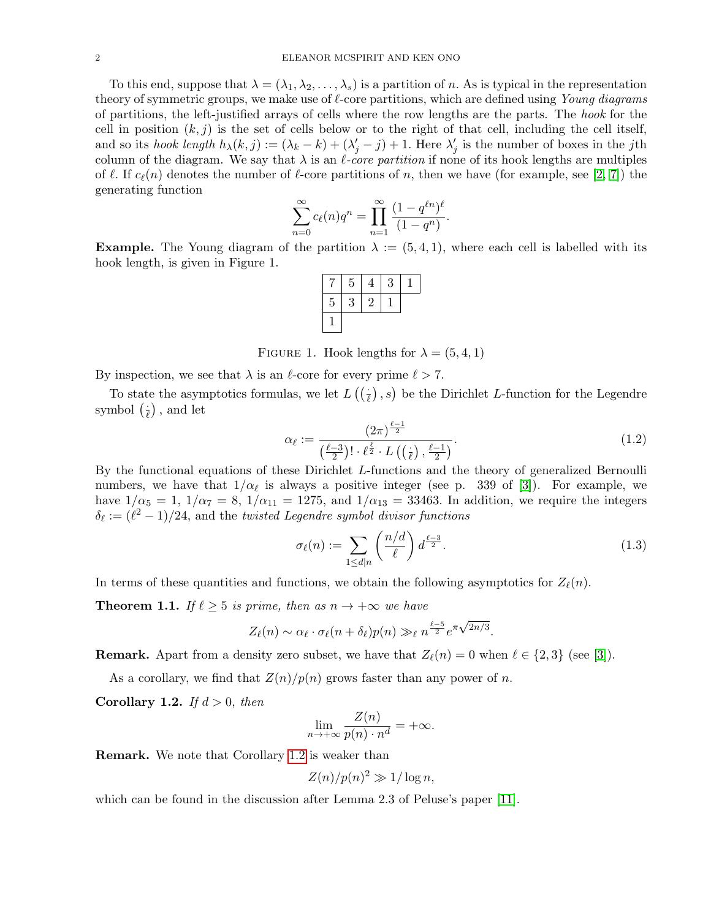To this end, suppose that $\lambda = (\lambda_1, \lambda_2, \ldots, \lambda_s)$ is a partition of $n$. As is typical in the representation theory of symmetric groups, we make use of $\ell$-core partitions, which are defined using *Young diagrams* of partitions, the left-justified arrays of cells where the row lengths are the parts. The *hook* for the cell in position $(k, j)$ is the set of cells below or to the right of that cell, including the cell itself, and so its *hook length* $h_\lambda(k,j) := (\lambda_k - k) + (\lambda'_j - j) + 1$. Here $\lambda'_j$ is the number of boxes in the $j$th column of the diagram. We say that $\lambda$ is an *$\ell$-core partition* if none of its hook lengths are multiples of $\ell$. If $c_\ell(n)$ denotes the number of $\ell$-core partitions of $n$, then we have (for example, see [2, 7]) the generating function

$$\sum_{n=0}^{\infty} c_\ell(n) q^n = \prod_{n=1}^{\infty} \frac{(1-q^{\ell n})^\ell}{(1-q^n)}.$$

**Example.** The Young diagram of the partition $\lambda := (5, 4, 1)$, where each cell is labelled with its hook length, is given in Figure 1.

| 7 | 5 | 4 | 3 | 1 |
|---|---|---|---|---|
| 5 | 3 | 2 | 1 | |
| 1 | | | | |

FIGURE 1. Hook lengths for $\lambda = (5, 4, 1)$

By inspection, we see that $\lambda$ is an $\ell$-core for every prime $\ell > 7$.

To state the asymptotics formulas, we let $L\left(\left(\frac{\cdot}{\ell}\right), s\right)$ be the Dirichlet $L$-function for the Legendre symbol $\left(\frac{\cdot}{\ell}\right)$, and let

$$\alpha_\ell := \frac{(2\pi)^{\frac{\ell-1}{2}}}{\left(\frac{\ell-3}{2}\right)! \cdot \ell^{\frac{\ell}{2}} \cdot L\left(\left(\frac{\cdot}{\ell}\right), \frac{\ell-1}{2}\right)}. \tag{1.2}$$

By the functional equations of these Dirichlet $L$-functions and the theory of generalized Bernoulli numbers, we have that $1/\alpha_\ell$ is always a positive integer (see p. 339 of [3]). For example, we have $1/\alpha_5 = 1$, $1/\alpha_7 = 8$, $1/\alpha_{11} = 1275$, and $1/\alpha_{13} = 33463$. In addition, we require the integers $\delta_\ell := (\ell^2 - 1)/24$, and the *twisted Legendre symbol divisor functions*

$$\sigma_\ell(n) := \sum_{1 \leq d | n} \left(\frac{n/d}{\ell}\right) d^{\frac{\ell-3}{2}}. \tag{1.3}$$

In terms of these quantities and functions, we obtain the following asymptotics for $Z_\ell(n)$.

**Theorem 1.1.** *If $\ell \geq 5$ is prime, then as $n \to +\infty$ we have*

$$Z_\ell(n) \sim \alpha_\ell \cdot \sigma_\ell(n + \delta_\ell) p(n) \gg_\ell n^{\frac{\ell-5}{2}} e^{\pi\sqrt{2n/3}}.$$

**Remark.** Apart from a density zero subset, we have that $Z_\ell(n) = 0$ when $\ell \in \{2, 3\}$ (see [3]).

As a corollary, we find that $Z(n)/p(n)$ grows faster than any power of $n$.

**Corollary 1.2.** *If $d > 0$, then*

$$\lim_{n \to +\infty} \frac{Z(n)}{p(n) \cdot n^d} = +\infty.$$

**Remark.** We note that Corollary 1.2 is weaker than

$$Z(n)/p(n)^2 \gg 1/\log n,$$

which can be found in the discussion after Lemma 2.3 of Peluse's paper [11].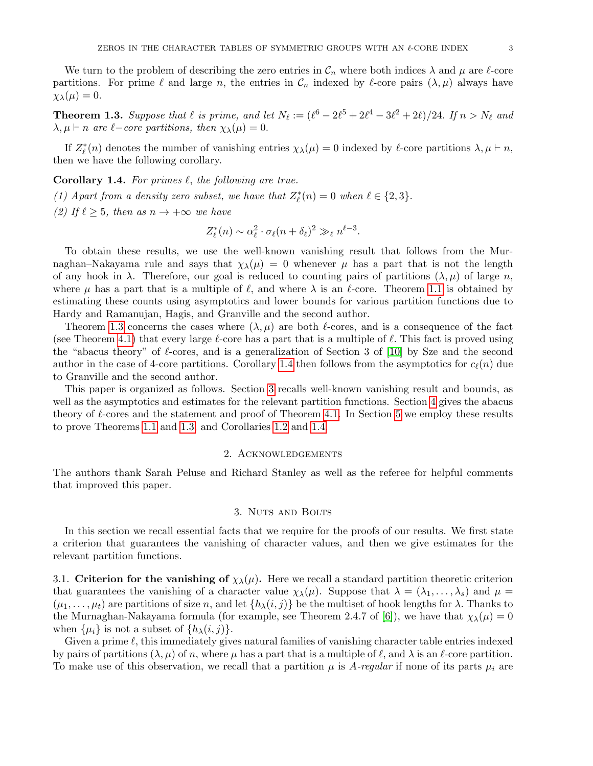We turn to the problem of describing the zero entries in $\mathcal{C}_n$ where both indices $\lambda$ and $\mu$ are $\ell$-core partitions. For prime $\ell$ and large $n$, the entries in $\mathcal{C}_n$ indexed by $\ell$-core pairs $(\lambda, \mu)$ always have $\chi_\lambda(\mu) = 0$.

**Theorem 1.3.** *Suppose that $\ell$ is prime, and let $N_\ell := (\ell^6 - 2\ell^5 + 2\ell^4 - 3\ell^2 + 2\ell)/24$. If $n > N_\ell$ and $\lambda, \mu \vdash n$ are $\ell$−core partitions, then $\chi_\lambda(\mu) = 0$.*

If $Z_\ell^*(n)$ denotes the number of vanishing entries $\chi_\lambda(\mu) = 0$ indexed by $\ell$-core partitions $\lambda, \mu \vdash n$, then we have the following corollary.

**Corollary 1.4.** *For primes $\ell$, the following are true.*

*(1) Apart from a density zero subset, we have that $Z_\ell^*(n) = 0$ when $\ell \in \{2, 3\}$.*

*(2) If $\ell \geq 5$, then as $n \to +\infty$ we have*

$$Z_\ell^*(n) \sim \alpha_\ell^2 \cdot \sigma_\ell(n + \delta_\ell)^2 \gg_\ell n^{\ell-3}.$$

To obtain these results, we use the well-known vanishing result that follows from the Murnaghan–Nakayama rule and says that $\chi_\lambda(\mu) = 0$ whenever $\mu$ has a part that is not the length of any hook in $\lambda$. Therefore, our goal is reduced to counting pairs of partitions $(\lambda, \mu)$ of large $n$, where $\mu$ has a part that is a multiple of $\ell$, and where $\lambda$ is an $\ell$-core. Theorem 1.1 is obtained by estimating these counts using asymptotics and lower bounds for various partition functions due to Hardy and Ramanujan, Hagis, and Granville and the second author.

Theorem 1.3 concerns the cases where $(\lambda, \mu)$ are both $\ell$-cores, and is a consequence of the fact (see Theorem 4.1) that every large $\ell$-core has a part that is a multiple of $\ell$. This fact is proved using the "abacus theory" of $\ell$-cores, and is a generalization of Section 3 of [10] by Sze and the second author in the case of 4-core partitions. Corollary 1.4 then follows from the asymptotics for $c_\ell(n)$ due to Granville and the second author.

This paper is organized as follows. Section 3 recalls well-known vanishing result and bounds, as well as the asymptotics and estimates for the relevant partition functions. Section 4 gives the abacus theory of $\ell$-cores and the statement and proof of Theorem 4.1. In Section 5 we employ these results to prove Theorems 1.1 and 1.3, and Corollaries 1.2 and 1.4.

## 2. Acknowledgements

The authors thank Sarah Peluse and Richard Stanley as well as the referee for helpful comments that improved this paper.

## 3. Nuts and Bolts

In this section we recall essential facts that we require for the proofs of our results. We first state a criterion that guarantees the vanishing of character values, and then we give estimates for the relevant partition functions.

3.1. **Criterion for the vanishing of $\chi_\lambda(\mu)$.** Here we recall a standard partition theoretic criterion that guarantees the vanishing of a character value $\chi_\lambda(\mu)$. Suppose that $\lambda = (\lambda_1, \ldots, \lambda_s)$ and $\mu = (\mu_1, \ldots, \mu_t)$ are partitions of size $n$, and let $\{h_\lambda(i,j)\}$ be the multiset of hook lengths for $\lambda$. Thanks to the Murnaghan-Nakayama formula (for example, see Theorem 2.4.7 of [6]), we have that $\chi_\lambda(\mu) = 0$ when $\{\mu_i\}$ is not a subset of $\{h_\lambda(i,j)\}$.

Given a prime $\ell$, this immediately gives natural families of vanishing character table entries indexed by pairs of partitions $(\lambda, \mu)$ of $n$, where $\mu$ has a part that is a multiple of $\ell$, and $\lambda$ is an $\ell$-core partition. To make use of this observation, we recall that a partition $\mu$ is *A-regular* if none of its parts $\mu_i$ are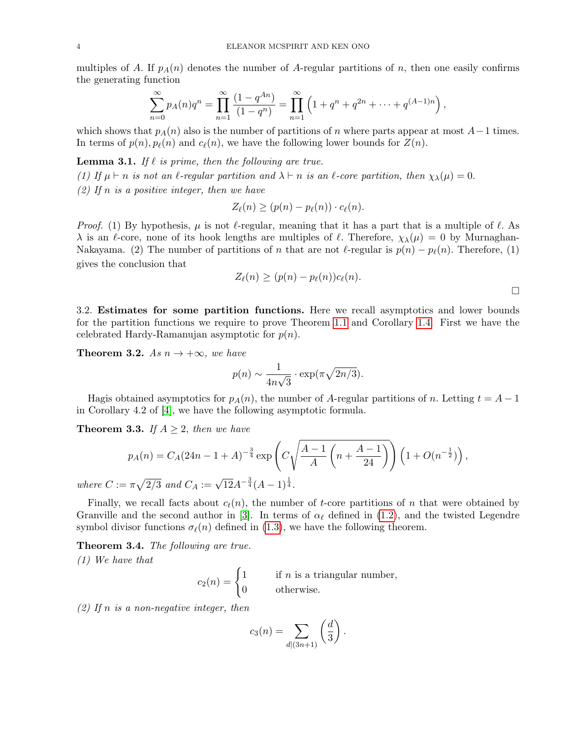multiples of $A$. If $p_A(n)$ denotes the number of $A$-regular partitions of $n$, then one easily confirms the generating function

$$\sum_{n=0}^{\infty} p_A(n) q^n = \prod_{n=1}^{\infty} \frac{(1-q^{An})}{(1-q^n)} = \prod_{n=1}^{\infty} \left(1 + q^n + q^{2n} + \cdots + q^{(A-1)n}\right),$$

which shows that $p_A(n)$ also is the number of partitions of $n$ where parts appear at most $A-1$ times. In terms of $p(n), p_\ell(n)$ and $c_\ell(n)$, we have the following lower bounds for $Z(n)$.

**Lemma 3.1.** *If $\ell$ is prime, then the following are true.*

*(1) If $\mu \vdash n$ is not an $\ell$-regular partition and $\lambda \vdash n$ is an $\ell$-core partition, then $\chi_\lambda(\mu) = 0$.*

*(2) If $n$ is a positive integer, then we have*

$$Z_\ell(n) \geq (p(n) - p_\ell(n)) \cdot c_\ell(n).$$

*Proof.* (1) By hypothesis, $\mu$ is not $\ell$-regular, meaning that it has a part that is a multiple of $\ell$. As $\lambda$ is an $\ell$-core, none of its hook lengths are multiples of $\ell$. Therefore, $\chi_\lambda(\mu) = 0$ by Murnaghan-Nakayama. (2) The number of partitions of $n$ that are not $\ell$-regular is $p(n) - p_\ell(n)$. Therefore, (1) gives the conclusion that

$$Z_\ell(n) \geq (p(n) - p_\ell(n)) c_\ell(n).$$

□

3.2. **Estimates for some partition functions.** Here we recall asymptotics and lower bounds for the partition functions we require to prove Theorem 1.1 and Corollary 1.4. First we have the celebrated Hardy-Ramanujan asymptotic for $p(n)$.

**Theorem 3.2.** *As $n \to +\infty$, we have*

$$p(n) \sim \frac{1}{4n\sqrt{3}} \cdot \exp(\pi\sqrt{2n/3}).$$

Hagis obtained asymptotics for $p_A(n)$, the number of $A$-regular partitions of $n$. Letting $t = A-1$ in Corollary 4.2 of [4], we have the following asymptotic formula.

**Theorem 3.3.** *If $A \geq 2$, then we have*

$$p_A(n) = C_A(24n - 1 + A)^{-\frac{3}{4}} \exp\left(C\sqrt{\frac{A-1}{A}\left(n + \frac{A-1}{24}\right)}\right)\left(1 + O(n^{-\frac{1}{2}})\right),$$

*where $C := \pi\sqrt{2/3}$ and $C_A := \sqrt{12}A^{-\frac{3}{4}}(A-1)^{\frac{1}{4}}$.*

Finally, we recall facts about $c_t(n)$, the number of $t$-core partitions of $n$ that were obtained by Granville and the second author in [3]. In terms of $\alpha_\ell$ defined in (1.2), and the twisted Legendre symbol divisor functions $\sigma_\ell(n)$ defined in (1.3), we have the following theorem.

**Theorem 3.4.** *The following are true.*

*(1) We have that*

$$c_2(n) = \begin{cases} 1 & \text{if } n \text{ is a triangular number,} \\ 0 & \text{otherwise.} \end{cases}$$

*(2) If $n$ is a non-negative integer, then*

$$c_3(n) = \sum_{d \mid (3n+1)} \left(\frac{d}{3}\right).$$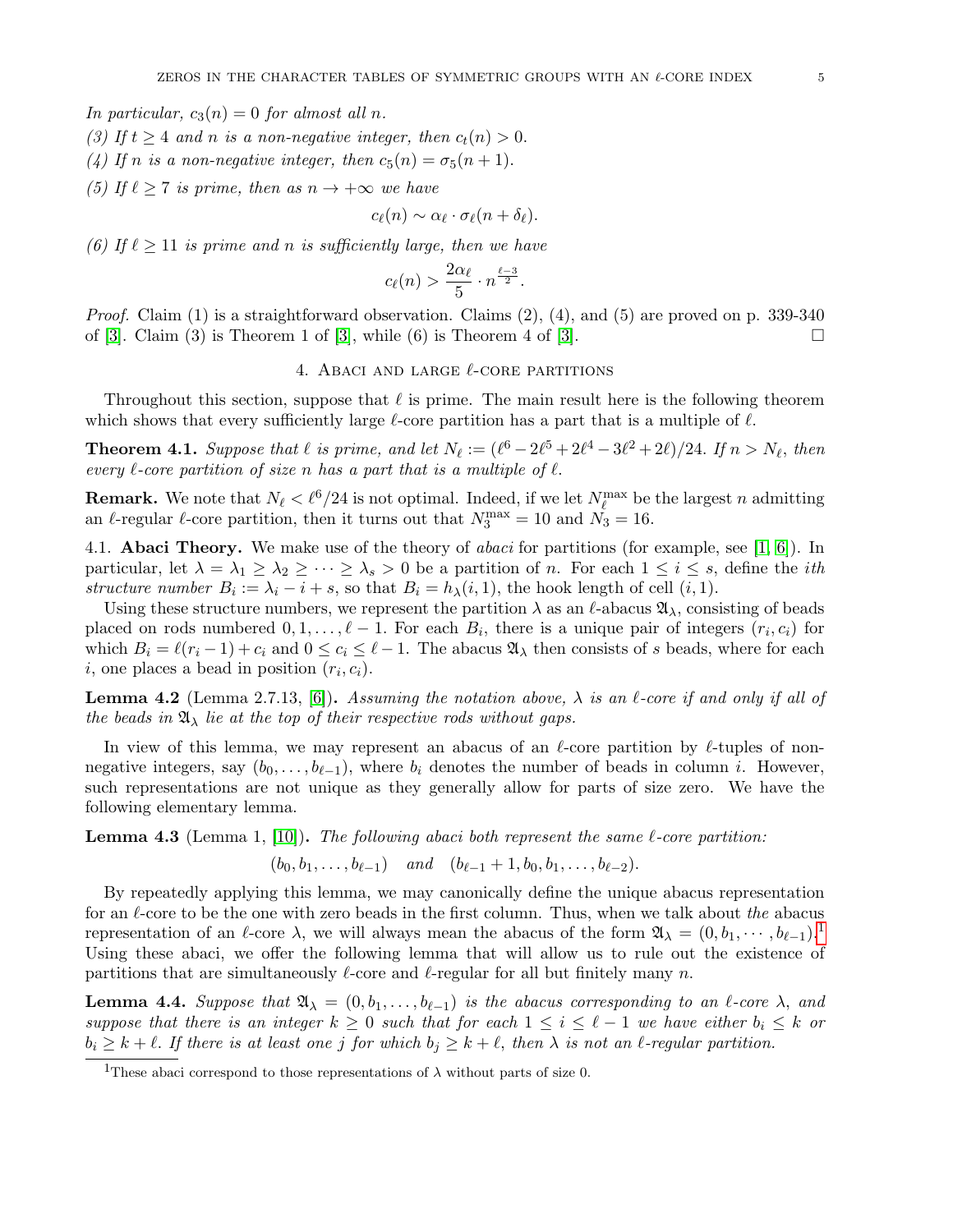*In particular, $c_3(n) = 0$ for almost all $n$.*

*(3) If $t \geq 4$ and $n$ is a non-negative integer, then $c_t(n) > 0$.*

*(4) If $n$ is a non-negative integer, then $c_5(n) = \sigma_5(n+1)$.*

*(5) If $\ell \geq 7$ is prime, then as $n \to +\infty$ we have*

$$c_\ell(n) \sim \alpha_\ell \cdot \sigma_\ell(n + \delta_\ell).$$

*(6) If $\ell \geq 11$ is prime and $n$ is sufficiently large, then we have*

$$c_\ell(n) > \frac{2\alpha_\ell}{5} \cdot n^{\frac{\ell-3}{2}}.$$

*Proof.* Claim (1) is a straightforward observation. Claims (2), (4), and (5) are proved on p. 339-340 of [3]. Claim (3) is Theorem 1 of [3], while (6) is Theorem 4 of [3]. □

## 4. Abaci and large $\ell$-core partitions

Throughout this section, suppose that $\ell$ is prime. The main result here is the following theorem which shows that every sufficiently large $\ell$-core partition has a part that is a multiple of $\ell$.

**Theorem 4.1.** *Suppose that $\ell$ is prime, and let $N_\ell := (\ell^6 - 2\ell^5 + 2\ell^4 - 3\ell^2 + 2\ell)/24$. If $n > N_\ell$, then every $\ell$-core partition of size $n$ has a part that is a multiple of $\ell$.*

**Remark.** We note that $N_\ell < \ell^6/24$ is not optimal. Indeed, if we let $N_\ell^{\max}$ be the largest $n$ admitting an $\ell$-regular $\ell$-core partition, then it turns out that $N_3^{\max} = 10$ and $N_3 = 16$.

### 4.1. Abaci Theory.

We make use of the theory of *abaci* for partitions (for example, see [1, 6]). In particular, let $\lambda = \lambda_1 \geq \lambda_2 \geq \cdots \geq \lambda_s > 0$ be a partition of $n$. For each $1 \leq i \leq s$, define the *ith structure number* $B_i := \lambda_i - i + s$, so that $B_i = h_\lambda(i, 1)$, the hook length of cell $(i, 1)$.

Using these structure numbers, we represent the partition $\lambda$ as an $\ell$-abacus $\mathfrak{A}_\lambda$, consisting of beads placed on rods numbered $0, 1, \ldots, \ell - 1$. For each $B_i$, there is a unique pair of integers $(r_i, c_i)$ for which $B_i = \ell(r_i - 1) + c_i$ and $0 \leq c_i \leq \ell - 1$. The abacus $\mathfrak{A}_\lambda$ then consists of $s$ beads, where for each $i$, one places a bead in position $(r_i, c_i)$.

**Lemma 4.2** (Lemma 2.7.13, [6]). *Assuming the notation above, $\lambda$ is an $\ell$-core if and only if all of the beads in $\mathfrak{A}_\lambda$ lie at the top of their respective rods without gaps.*

In view of this lemma, we may represent an abacus of an $\ell$-core partition by $\ell$-tuples of non-negative integers, say $(b_0, \ldots, b_{\ell-1})$, where $b_i$ denotes the number of beads in column $i$. However, such representations are not unique as they generally allow for parts of size zero. We have the following elementary lemma.

**Lemma 4.3** (Lemma 1, [10]). *The following abaci both represent the same $\ell$-core partition:*

$$(b_0, b_1, \ldots, b_{\ell-1}) \quad \text{and} \quad (b_{\ell-1} + 1, b_0, b_1, \ldots, b_{\ell-2}).$$

By repeatedly applying this lemma, we may canonically define the unique abacus representation for an $\ell$-core to be the one with zero beads in the first column. Thus, when we talk about *the* abacus representation of an $\ell$-core $\lambda$, we will always mean the abacus of the form $\mathfrak{A}_\lambda = (0, b_1, \cdots, b_{\ell-1})$.[1] Using these abaci, we offer the following lemma that will allow us to rule out the existence of partitions that are simultaneously $\ell$-core and $\ell$-regular for all but finitely many $n$.

**Lemma 4.4.** *Suppose that $\mathfrak{A}_\lambda = (0, b_1, \ldots, b_{\ell-1})$ is the abacus corresponding to an $\ell$-core $\lambda$, and suppose that there is an integer $k \geq 0$ such that for each $1 \leq i \leq \ell - 1$ we have either $b_i \leq k$ or $b_i \geq k + \ell$. If there is at least one $j$ for which $b_j \geq k + \ell$, then $\lambda$ is not an $\ell$-regular partition.*

[1] These abaci correspond to those representations of $\lambda$ without parts of size 0.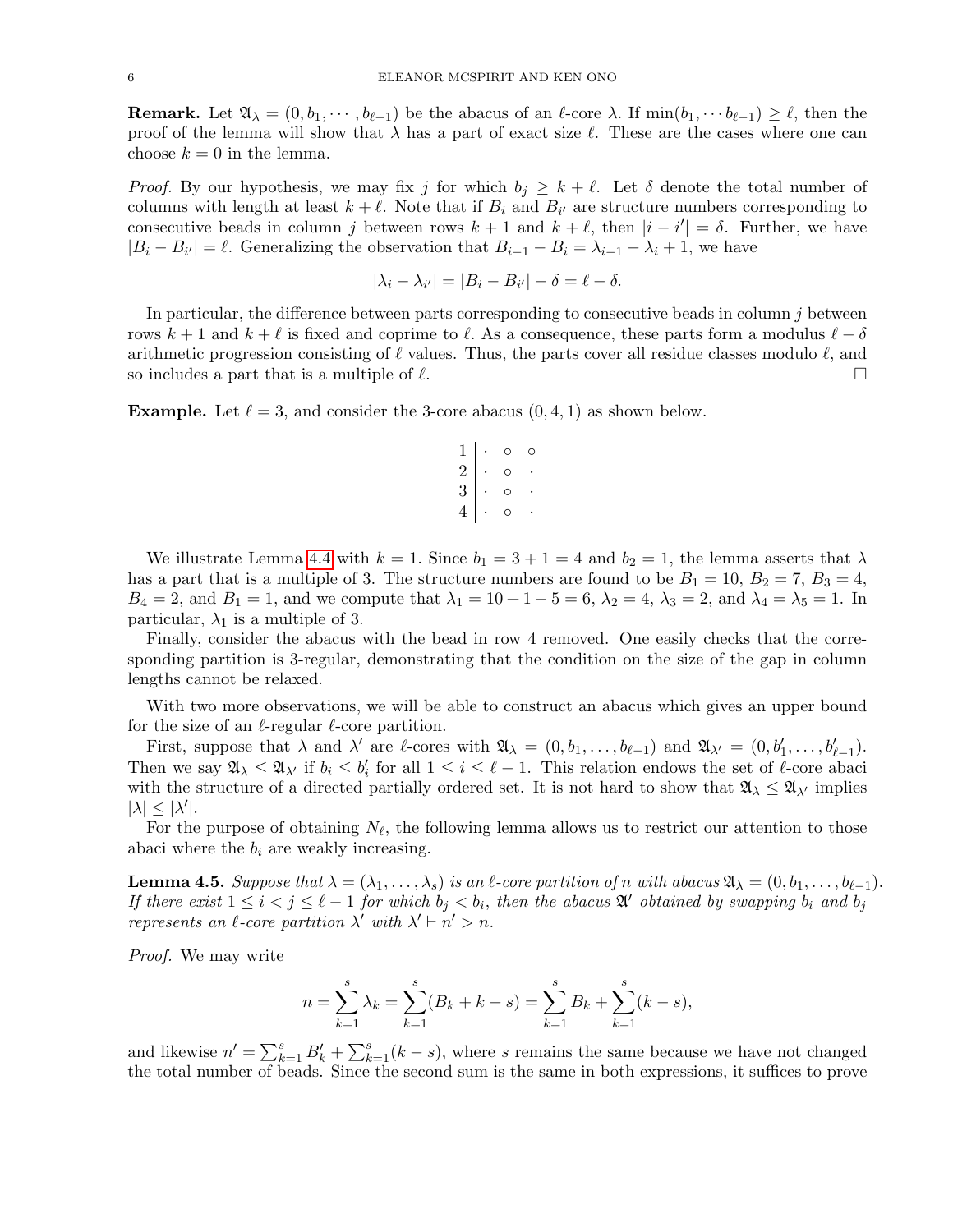**Remark.** Let $\mathfrak{A}_\lambda = (0, b_1, \cdots, b_{\ell-1})$ be the abacus of an $\ell$-core $\lambda$. If $\min(b_1, \cdots b_{\ell-1}) \geq \ell$, then the proof of the lemma will show that $\lambda$ has a part of exact size $\ell$. These are the cases where one can choose $k = 0$ in the lemma.

*Proof.* By our hypothesis, we may fix $j$ for which $b_j \geq k + \ell$. Let $\delta$ denote the total number of columns with length at least $k + \ell$. Note that if $B_i$ and $B_{i'}$ are structure numbers corresponding to consecutive beads in column $j$ between rows $k + 1$ and $k + \ell$, then $|i - i'| = \delta$. Further, we have $|B_i - B_{i'}| = \ell$. Generalizing the observation that $B_{i-1} - B_i = \lambda_{i-1} - \lambda_i + 1$, we have

$$|\lambda_i - \lambda_{i'}| = |B_i - B_{i'}| - \delta = \ell - \delta.$$

In particular, the difference between parts corresponding to consecutive beads in column $j$ between rows $k + 1$ and $k + \ell$ is fixed and coprime to $\ell$. As a consequence, these parts form a modulus $\ell - \delta$ arithmetic progression consisting of $\ell$ values. Thus, the parts cover all residue classes modulo $\ell$, and so includes a part that is a multiple of $\ell$. $\square$

**Example.** Let $\ell = 3$, and consider the 3-core abacus $(0, 4, 1)$ as shown below.

$$\begin{array}{c|ccc} 1 & \cdot & \circ & \circ \\ 2 & \cdot & \circ & \cdot \\ 3 & \cdot & \circ & \cdot \\ 4 & \cdot & \circ & \cdot \end{array}$$

We illustrate Lemma 4.4 with $k = 1$. Since $b_1 = 3 + 1 = 4$ and $b_2 = 1$, the lemma asserts that $\lambda$ has a part that is a multiple of 3. The structure numbers are found to be $B_1 = 10$, $B_2 = 7$, $B_3 = 4$, $B_4 = 2$, and $B_1 = 1$, and we compute that $\lambda_1 = 10 + 1 - 5 = 6$, $\lambda_2 = 4$, $\lambda_3 = 2$, and $\lambda_4 = \lambda_5 = 1$. In particular, $\lambda_1$ is a multiple of 3.

Finally, consider the abacus with the bead in row 4 removed. One easily checks that the corresponding partition is 3-regular, demonstrating that the condition on the size of the gap in column lengths cannot be relaxed.

With two more observations, we will be able to construct an abacus which gives an upper bound for the size of an $\ell$-regular $\ell$-core partition.

First, suppose that $\lambda$ and $\lambda'$ are $\ell$-cores with $\mathfrak{A}_\lambda = (0, b_1, \ldots, b_{\ell-1})$ and $\mathfrak{A}_{\lambda'} = (0, b'_1, \ldots, b'_{\ell-1})$. Then we say $\mathfrak{A}_\lambda \leq \mathfrak{A}_{\lambda'}$ if $b_i \leq b'_i$ for all $1 \leq i \leq \ell - 1$. This relation endows the set of $\ell$-core abaci with the structure of a directed partially ordered set. It is not hard to show that $\mathfrak{A}_\lambda \leq \mathfrak{A}_{\lambda'}$ implies $|\lambda| \leq |\lambda'|$.

For the purpose of obtaining $N_\ell$, the following lemma allows us to restrict our attention to those abaci where the $b_i$ are weakly increasing.

**Lemma 4.5.** *Suppose that $\lambda = (\lambda_1, \ldots, \lambda_s)$ is an $\ell$-core partition of $n$ with abacus $\mathfrak{A}_\lambda = (0, b_1, \ldots, b_{\ell-1})$. If there exist $1 \leq i < j \leq \ell - 1$ for which $b_j < b_i$, then the abacus $\mathfrak{A}'$ obtained by swapping $b_i$ and $b_j$ represents an $\ell$-core partition $\lambda'$ with $\lambda' \vdash n' > n$.*

*Proof.* We may write

$$n = \sum_{k=1}^{s} \lambda_k = \sum_{k=1}^{s} (B_k + k - s) = \sum_{k=1}^{s} B_k + \sum_{k=1}^{s} (k - s),$$

and likewise $n' = \sum_{k=1}^{s} B'_k + \sum_{k=1}^{s} (k - s)$, where $s$ remains the same because we have not changed the total number of beads. Since the second sum is the same in both expressions, it suffices to prove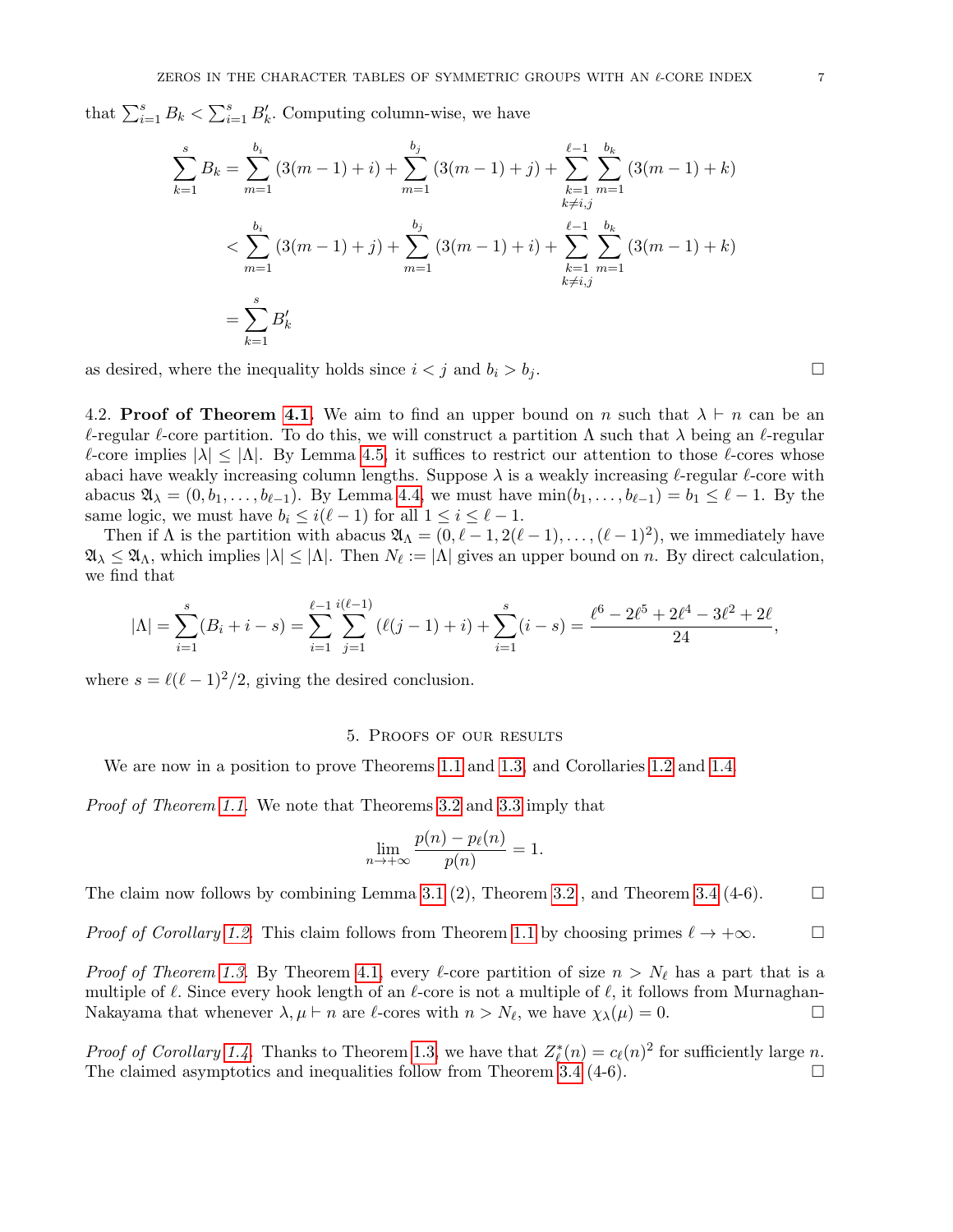that $\sum_{i=1}^{s} B_k < \sum_{i=1}^{s} B'_k$. Computing column-wise, we have

$$\begin{aligned}\sum_{k=1}^{s} B_k &= \sum_{m=1}^{b_i} (3(m-1)+i) + \sum_{m=1}^{b_j} (3(m-1)+j) + \sum_{\substack{k=1 \\ k\neq i,j}}^{\ell-1} \sum_{m=1}^{b_k} (3(m-1)+k) \\ &< \sum_{m=1}^{b_i} (3(m-1)+j) + \sum_{m=1}^{b_j} (3(m-1)+i) + \sum_{\substack{k=1 \\ k\neq i,j}}^{\ell-1} \sum_{m=1}^{b_k} (3(m-1)+k) \\ &= \sum_{k=1}^{s} B'_k\end{aligned}$$

as desired, where the inequality holds since $i < j$ and $b_i > b_j$. □

4.2. **Proof of Theorem 4.1.** We aim to find an upper bound on $n$ such that $\lambda \vdash n$ can be an $\ell$-regular $\ell$-core partition. To do this, we will construct a partition $\Lambda$ such that $\lambda$ being an $\ell$-regular $\ell$-core implies $|\lambda| \le |\Lambda|$. By Lemma 4.5, it suffices to restrict our attention to those $\ell$-cores whose abaci have weakly increasing column lengths. Suppose $\lambda$ is a weakly increasing $\ell$-regular $\ell$-core with abacus $\mathfrak{A}_\lambda = (0, b_1, \ldots, b_{\ell-1})$. By Lemma 4.4, we must have $\min(b_1, \ldots, b_{\ell-1}) = b_1 \le \ell - 1$. By the same logic, we must have $b_i \le i(\ell-1)$ for all $1 \le i \le \ell - 1$.

Then if $\Lambda$ is the partition with abacus $\mathfrak{A}_\Lambda = (0, \ell-1, 2(\ell-1), \ldots, (\ell-1)^2)$, we immediately have $\mathfrak{A}_\lambda \le \mathfrak{A}_\Lambda$, which implies $|\lambda| \le |\Lambda|$. Then $N_\ell := |\Lambda|$ gives an upper bound on $n$. By direct calculation, we find that

$$|\Lambda| = \sum_{i=1}^{s} (B_i + i - s) = \sum_{i=1}^{\ell-1} \sum_{j=1}^{i(\ell-1)} (\ell(j-1)+i) + \sum_{i=1}^{s} (i-s) = \frac{\ell^6 - 2\ell^5 + 2\ell^4 - 3\ell^2 + 2\ell}{24},$$

where $s = \ell(\ell-1)^2/2$, giving the desired conclusion.

## 5. Proofs of our results

We are now in a position to prove Theorems 1.1 and 1.3, and Corollaries 1.2 and 1.4.

*Proof of Theorem 1.1.* We note that Theorems 3.2 and 3.3 imply that

$$\lim_{n\to+\infty} \frac{p(n) - p_\ell(n)}{p(n)} = 1.$$

The claim now follows by combining Lemma 3.1 (2), Theorem 3.2 , and Theorem 3.4 (4-6). □

*Proof of Corollary 1.2.* This claim follows from Theorem 1.1 by choosing primes $\ell \to +\infty$. □

*Proof of Theorem 1.3.* By Theorem 4.1, every $\ell$-core partition of size $n > N_\ell$ has a part that is a multiple of $\ell$. Since every hook length of an $\ell$-core is not a multiple of $\ell$, it follows from Murnaghan-Nakayama that whenever $\lambda, \mu \vdash n$ are $\ell$-cores with $n > N_\ell$, we have $\chi_\lambda(\mu) = 0$. □

*Proof of Corollary 1.4.* Thanks to Theorem 1.3, we have that $Z^*_\ell(n) = c_\ell(n)^2$ for sufficiently large $n$. The claimed asymptotics and inequalities follow from Theorem 3.4 (4-6). □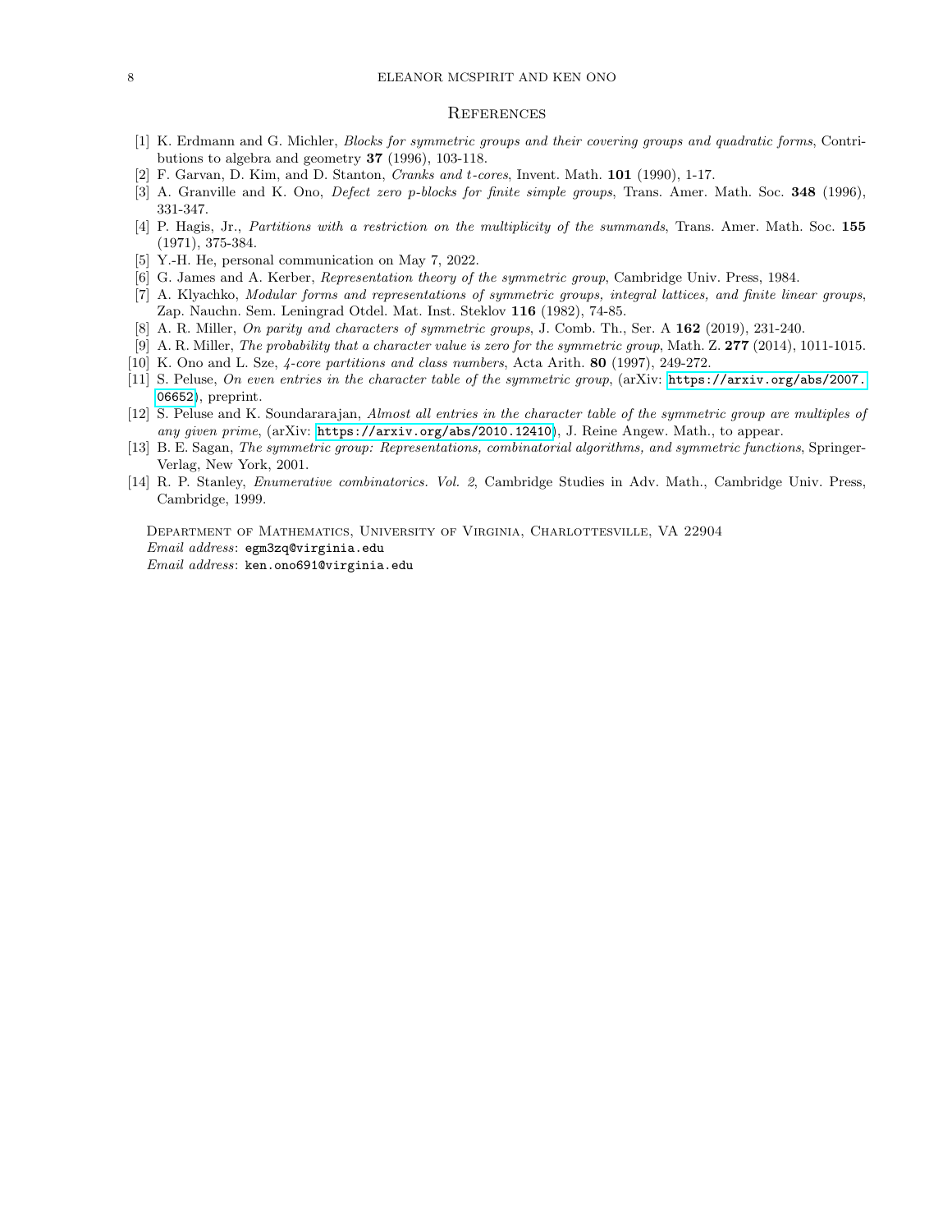## References

[1] K. Erdmann and G. Michler, *Blocks for symmetric groups and their covering groups and quadratic forms*, Contributions to algebra and geometry **37** (1996), 103-118.

[2] F. Garvan, D. Kim, and D. Stanton, *Cranks and t-cores*, Invent. Math. **101** (1990), 1-17.

[3] A. Granville and K. Ono, *Defect zero p-blocks for finite simple groups*, Trans. Amer. Math. Soc. **348** (1996), 331-347.

[4] P. Hagis, Jr., *Partitions with a restriction on the multiplicity of the summands*, Trans. Amer. Math. Soc. **155** (1971), 375-384.

[5] Y.-H. He, personal communication on May 7, 2022.

[6] G. James and A. Kerber, *Representation theory of the symmetric group*, Cambridge Univ. Press, 1984.

[7] A. Klyachko, *Modular forms and representations of symmetric groups, integral lattices, and finite linear groups*, Zap. Nauchn. Sem. Leningrad Otdel. Mat. Inst. Steklov **116** (1982), 74-85.

[8] A. R. Miller, *On parity and characters of symmetric groups*, J. Comb. Th., Ser. A **162** (2019), 231-240.

[9] A. R. Miller, *The probability that a character value is zero for the symmetric group*, Math. Z. **277** (2014), 1011-1015.

[10] K. Ono and L. Sze, *4-core partitions and class numbers*, Acta Arith. **80** (1997), 249-272.

[11] S. Peluse, *On even entries in the character table of the symmetric group*, (arXiv: https://arxiv.org/abs/2007.06652), preprint.

[12] S. Peluse and K. Soundararajan, *Almost all entries in the character table of the symmetric group are multiples of any given prime*, (arXiv: https://arxiv.org/abs/2010.12410), J. Reine Angew. Math., to appear.

[13] B. E. Sagan, *The symmetric group: Representations, combinatorial algorithms, and symmetric functions*, Springer-Verlag, New York, 2001.

[14] R. P. Stanley, *Enumerative combinatorics. Vol. 2*, Cambridge Studies in Adv. Math., Cambridge Univ. Press, Cambridge, 1999.

Department of Mathematics, University of Virginia, Charlottesville, VA 22904
*Email address*: egm3zq@virginia.edu
*Email address*: ken.ono691@virginia.edu